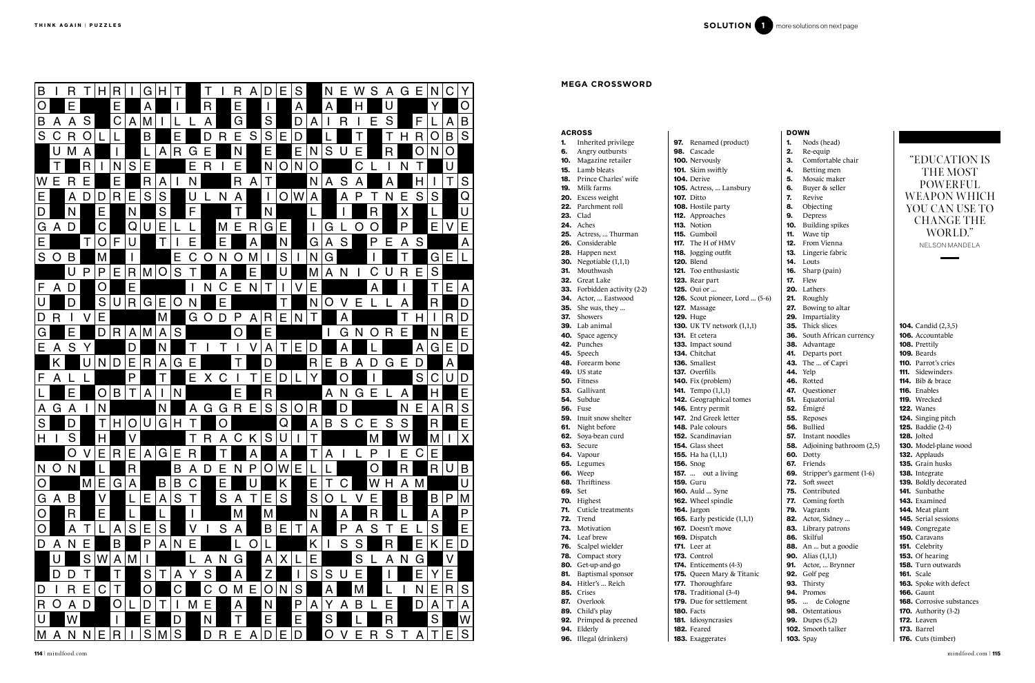## MEGA CROSSWORD

### ACROSS

**1.** Inherited privilege
**6.** Angry outbursts
**10.** Magazine retailer
**15.** Lamb bleats
**18.** Prince Charles' wife
**19.** Milk farms
**20.** Excess weight
**22.** Parchment roll
**23.** Clad
**24.** Aches
**25.** Actress, ... Thurman
**26.** Considerable
**28.** Happen next
**30.** Negotiable (1,1,1)
**31.** Mouthwash
**32.** Great Lake
**33.** Forbidden activity (2-2)
**34.** Actor, ... Eastwood
**35.** She was, they ...
**37.** Showers
**39.** Lab animal
**40.** Space agency
**42.** Punches
**45.** Speech
**48.** Forearm bone
**49.** US state
**50.** Fitness
**53.** Gallivant
**54.** Subdue
**56.** Fuse
**59.** Inuit snow shelter
**61.** Night before
**62.** Soya-bean curd
**63.** Secure
**64.** Vapour
**65.** Legumes
**66.** Weep
**68.** Thriftiness
**69.** Set
**70.** Highest
**71.** Cuticle treatments
**72.** Trend
**73.** Motivation
**74.** Leaf brew
**76.** Scalpel wielder
**78.** Compact story
**80.** Get-up-and-go
**81.** Baptismal sponsor
**84.** Hitler's ... Reich
**85.** Crises
**87.** Overlook
**89.** Child's play
**92.** Primped & preened
**94.** Elderly
**96.** Illegal (drinkers)
**97.** Renamed (product)
**98.** Cascade
**100.** Nervously
**101.** Skim swiftly
**104.** Derive
**105.** Actress, ... Lansbury
**107.** Ditto
**108.** Hostile party
**112.** Approaches
**113.** Notion
**115.** Gumboil
**117.** The H of HMV
**118.** Jogging outfit
**120.** Blend
**121.** Too enthusiastic
**123.** Rear part
**125.** Oui or ...
**126.** Scout pioneer, Lord ... (5-6)
**127.** Massage
**129.** Huge
**130.** UK TV network (1,1,1)
**131.** Et cetera
**133.** Impact sound
**134.** Chitchat
**136.** Smallest
**137.** Overfills
**140.** Fix (problem)
**141.** Tempo (1,1,1)
**142.** Geographical tomes
**146.** Entry permit
**147.** 2nd Greek letter
**148.** Pale colours
**152.** Scandinavian
**154.** Glass sheet
**155.** Ha ha (1,1,1)
**156.** Snog
**157.** ... out a living
**159.** Guru
**160.** Auld ... Syne
**162.** Wheel spindle
**164.** Jargon
**165.** Early pesticide (1,1,1)
**167.** Doesn't move
**169.** Dispatch
**171.** Leer at
**173.** Control
**174.** Enticements (4-3)
**175.** Queen Mary & Titanic
**177.** Thoroughfare
**178.** Traditional (3-4)
**179.** Due for settlement
**180.** Facts
**181.** Idiosyncrasies
**182.** Feared
**183.** Exaggerates

### DOWN

**1.** Nods (head)
**2.** Re-equip
**3.** Comfortable chair
**4.** Betting men
**5.** Mosaic maker
**6.** Buyer & seller
**7.** Revive
**8.** Objecting
**9.** Depress
**10.** Building spikes
**11.** Wave tip
**12.** From Vienna
**13.** Lingerie fabric
**14.** Louts
**16.** Sharp (pain)
**17.** Flew
**20.** Lathers
**21.** Roughly
**27.** Bowing to altar
**29.** Impartiality
**35.** Thick slices
**36.** South African currency
**38.** Advantage
**41.** Departs port
**43.** The ... of Capri
**44.** Yelp
**46.** Rotted
**47.** Questioner
**51.** Equatorial
**52.** Émigré
**55.** Reposes
**56.** Bullied
**57.** Instant noodles
**58.** Adjoining bathroom (2,5)
**60.** Dotty
**67.** Friends
**69.** Stripper's garment (1-6)
**72.** Soft sweet
**75.** Contributed
**77.** Coming forth
**79.** Vagrants
**82.** Actor, Sidney ...
**83.** Library patrons
**86.** Skilful
**88.** An ... but a goodie
**90.** Alias (1,1,1)
**91.** Actor, ... Brynner
**92.** Golf peg
**93.** Thirsty
**94.** Promos
**95.** ... de Cologne
**98.** Ostentatious
**99.** Dupes (5,2)
**102.** Smooth talker
**103.** Spay
**104.** Candid (2,3,5)
**106.** Accountable
**108.** Prettily
**109.** Beards
**110.** Parrot's cries
**111.** Sidewinders
**114.** Bib & brace
**116.** Enables
**119.** Wrecked
**122.** Wanes
**124.** Singing pitch
**125.** Baddie (2-4)
**128.** Jolted
**130.** Model-plane wood
**132.** Applauds
**135.** Grain husks
**138.** Integrate
**139.** Boldly decorated
**141.** Sunbathe
**143.** Examined
**144.** Meat plant
**145.** Serial sessions
**149.** Congregate
**150.** Caravans
**151.** Celebrity
**153.** Of hearing
**158.** Turn outwards
**161.** Scale
**163.** Spoke with defect
**166.** Gaunt
**168.** Corrosive substances
**170.** Authority (3-2)
**172.** Leaven
**173.** Barrel
**176.** Cuts (timber)

---

"EDUCATION IS THE MOST POWERFUL WEAPON WHICH YOU CAN USE TO CHANGE THE WORLD."

NELSON MANDELA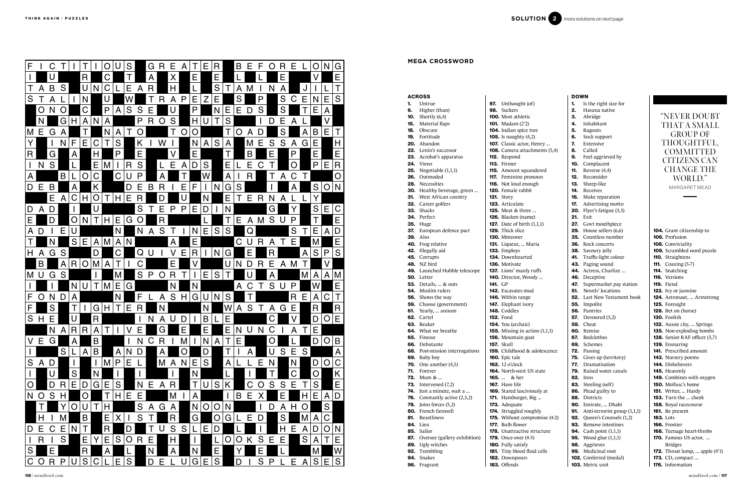## MEGA CROSSWORD

### ACROSS

**1.** Untrue
**6.** Higher (than)
**10.** Shortly (6,4)
**15.** Material flaps
**18.** Obscure
**19.** Fortitude
**20.** Abandon
**22.** Lenin's successor
**23.** Acrobat's apparatus
**24.** Views
**25.** Negotiable (1,1,1)
**26.** Outmoded
**28.** Necessities
**30.** Healthy beverage, green ...
**31.** West African country
**32.** Career golfers
**33.** Shacks
**34.** Perfect
**35.** Huge
**37.** European defence pact
**39.** Also
**40.** Frog relative
**42.** Illegally aid
**45.** Corrupts
**48.** NZ bird
**49.** Launched Hubble telescope
**50.** Letter
**53.** Details, ... & outs
**54.** Muslim rulers
**56.** Shows the way
**59.** Choose (government)
**61.** Yearly, ... annum
**62.** Cartel
**63.** Beaker
**64.** What we breathe
**65.** Finesse
**66.** Debutante
**68.** Post-mission interrogations
**69.** Baby boy
**70.** One another (4,5)
**71.** Forever
**72.** Mum & ...
**73.** Intervened (7,2)
**74.** Just a minute, wait a ...
**76.** Constantly active (2,3,2)
**78.** Joins forces (5,2)
**80.** French farewell
**81.** Beastliness
**84.** Lieu
**85.** Sailor
**87.** Oversee (gallery exhibition)
**89.** Ugly witches
**92.** Trembling
**94.** Snakes
**96.** Fragrant
**97.** Unthought (of)
**98.** Suckers
**100.** Most athletic
**101.** Madam (2'2)
**104.** Indian spice tree
**105.** Is naughty (4,2)
**107.** Classic actor, Henry ...
**108.** Camera attachments (5,4)
**112.** Respond
**113.** Firmer
**115.** Amount squandered
**117.** Feminine pronoun
**118.** Not loud enough
**120.** Female rabbit
**121.** Story
**123.** Articulate
**125.** Meat & three ...
**126.** Blacken (name)
**127.** Date of birth (1,1,1)
**129.** Thick slice
**130.** Moreover
**131.** Liqueur, ... Maria
**133.** Employs
**134.** Downhearted
**136.** Motivate
**137.** Lions' manly ruffs
**140.** Director, Woody ...
**141.** GP
**142.** Excavates mud
**146.** Within range
**147.** Elephant ivory
**148.** Coddles
**152.** Food
**154.** You (archaic)
**155.** Missing in action (1,1,1)
**156.** Mountain goat
**157.** Skull
**159.** Childhood & adolescence
**160.** Epic tale
**162.** 12 o'clock
**164.** North-west US state
**165.** ... & her
**167.** Have life
**169.** Stared lasciviously at
**171.** Hamburger, Big ...
**173.** Adequate
**174.** Struggled roughly
**175.** Without compromise (4-2)
**177.** Bulb flower
**178.** Unattractive structure
**179.** Once-over (4-3)
**180.** Fully satisfy
**181.** Tiny blood fluid cells
**182.** Downpours
**183.** Offends

### DOWN

**1.** Is the right size for
**2.** Havana native
**3.** Abridge
**4.** Inhabitant
**5.** Ragouts
**6.** Sock support
**7.** Extensive
**8.** Called
**9.** Feel aggrieved by
**10.** Complacent
**11.** Reverse (4,4)
**12.** Reconsider
**13.** Sheep-like
**14.** Receives
**16.** Make reparation
**17.** Advertising motto
**20.** Flyer's fatigue (3,3)
**21.** Exit
**27.** Govt mouthpiece
**29.** House sellers (6,6)
**35.** Countless number
**36.** Rock concerts
**38.** Savoury jelly
**41.** Traffic-light colour
**43.** Paging sound
**44.** Actress, Charlize ...
**46.** Deceptive
**47.** Supermarket pay station
**51.** Novels' locations
**52.** Last New Testament book
**55.** Impolite
**56.** Pantries
**57.** Devoured (3,2)
**58.** Cheat
**60.** Itemise
**67.** Bedclothes
**69.** Schemes
**72.** Passing
**75.** Gives up (territory)
**77.** Dramatisation
**79.** Raised water canals
**82.** Inns
**83.** Steeling (self)
**86.** Plead guilty to
**88.** Districts
**90.** Emirate, ... Dhabi
**91.** Anti-terrorist group (1,1,1)
**92.** Queen's Counsels (1,2)
**93.** Remove intestines
**94.** Cash point (1,1,1)
**95.** Wood glue (1,1,1)
**98.** Aggrieves
**99.** Medicinal root
**102.** Conferred (medal)
**103.** Metric unit
**104.** Grant citizenship to
**106.** Profusion
**108.** Conviviality
**109.** Scrambled word puzzle
**110.** Straightens
**111.** Coaxing (5-7)
**114.** Snatching
**116.** Versions
**119.** Fiend
**122.** Ivy or jasmine
**124.** Astronaut, ... Armstrong
**125.** Foresight
**128.** Bet on (horse)
**130.** Foolish
**132.** Aussie city, ... Springs
**135.** Non-exploding bombs
**138.** Senior RAF officer (3,7)
**139.** Ensnaring
**141.** Prescribed amount
**143.** Nursery poems
**144.** Disbelievers
**145.** Heavenly
**149.** Combines with oxygen
**150.** Mollusc's home
**151.** Writer, ... Hardy
**153.** Turn the ... cheek
**158.** Royal racecourse
**161.** Be present
**163.** Lots
**166.** Frostier
**168.** Teenage heart-throbs
**170.** Famous US actor, ... Bridges
**172.** Throat lump, ... apple (4'1)
**173.** CD, compact ...
**176.** Information

"NEVER DOUBT THAT A SMALL GROUP OF THOUGHTFUL, COMMITTED CITIZENS CAN CHANGE THE WORLD."
MARGARET MEAD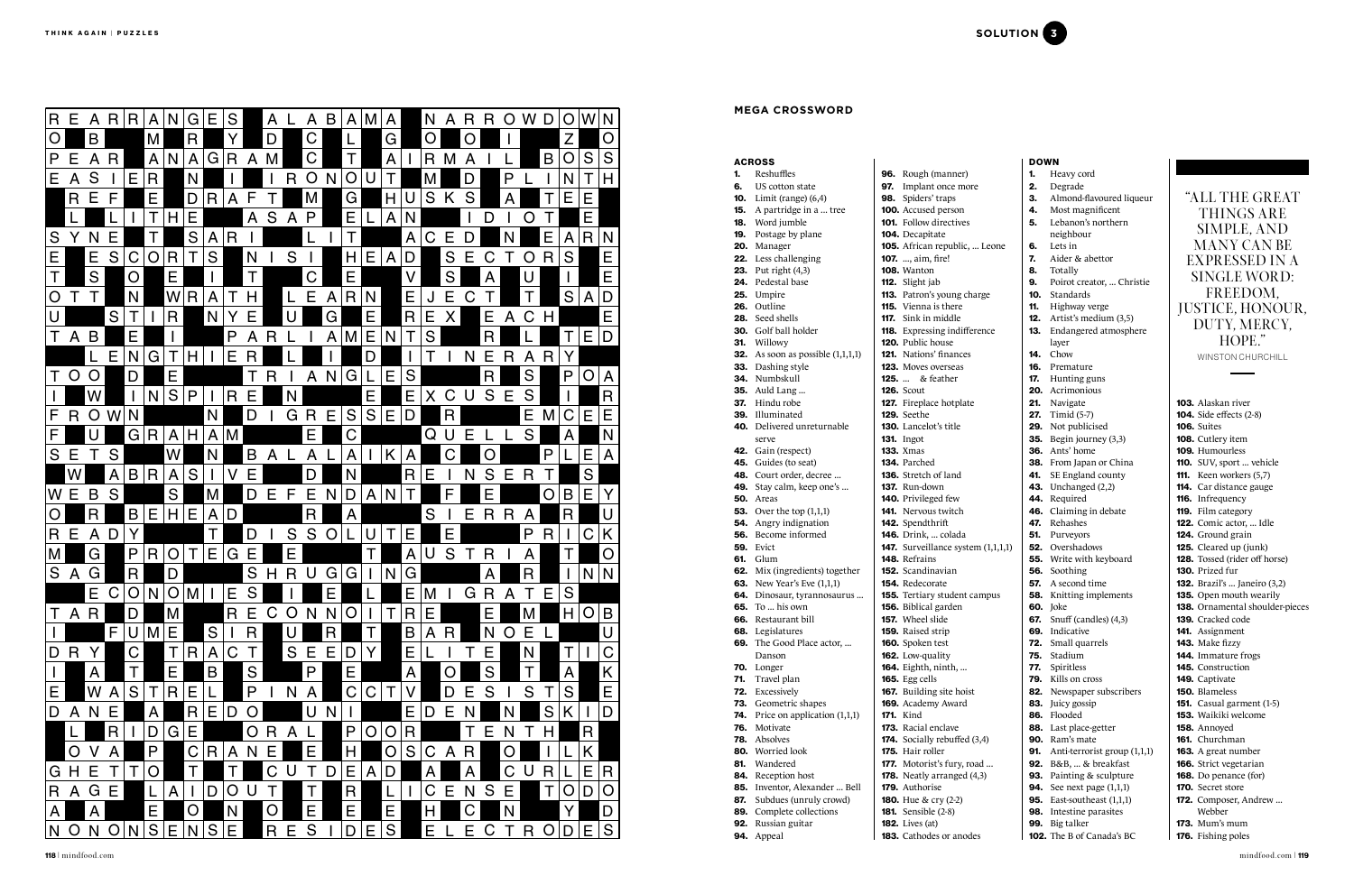## MEGA CROSSWORD

### ACROSS

**1.** Reshuffles
**6.** US cotton state
**10.** Limit (range) (6,4)
**15.** A partridge in a ... tree
**18.** Word jumble
**19.** Postage by plane
**20.** Manager
**22.** Less challenging
**23.** Put right (4,3)
**24.** Pedestal base
**25.** Umpire
**26.** Outline
**28.** Seed shells
**30.** Golf ball holder
**31.** Willowy
**32.** As soon as possible (1,1,1,1)
**33.** Dashing style
**34.** Numbskull
**35.** Auld Lang ...
**37.** Hindu robe
**39.** Illuminated
**40.** Delivered unreturnable serve
**42.** Gain (respect)
**45.** Guides (to seat)
**48.** Court order, decree ...
**49.** Stay calm, keep one's ...
**50.** Areas
**53.** Over the top (1,1,1)
**54.** Angry indignation
**56.** Become informed
**59.** Evict
**61.** Glum
**62.** Mix (ingredients) together
**63.** New Year's Eve (1,1,1)
**64.** Dinosaur, tyrannosaurus ...
**65.** To ... his own
**66.** Restaurant bill
**68.** Legislatures
**69.** The Good Place actor, ... Danson
**70.** Longer
**71.** Travel plan
**72.** Excessively
**73.** Geometric shapes
**74.** Price on application (1,1,1)
**76.** Motivate
**78.** Absolves
**80.** Worried look
**81.** Wandered
**84.** Reception host
**85.** Inventor, Alexander ... Bell
**87.** Subdues (unruly crowd)
**89.** Complete collections
**92.** Russian guitar
**94.** Appeal
**96.** Rough (manner)
**97.** Implant once more
**98.** Spiders' traps
**100.** Accused person
**101.** Follow directives
**104.** Decapitate
**105.** African republic, ... Leone
**107.** ..., aim, fire!
**108.** Wanton
**112.** Slight jab
**113.** Patron's young charge
**115.** Vienna is there
**117.** Sink in middle
**118.** Expressing indifference
**120.** Public house
**121.** Nations' finances
**123.** Moves overseas
**125.** ... & feather
**126.** Scout
**127.** Fireplace hotplate
**129.** Seethe
**130.** Lancelot's title
**131.** Ingot
**133.** Xmas
**134.** Parched
**136.** Stretch of land
**137.** Run-down
**140.** Privileged few
**141.** Nervous twitch
**142.** Spendthrift
**146.** Drink, ... colada
**147.** Surveillance system (1,1,1,1)
**148.** Refrains
**152.** Scandinavian
**154.** Redecorate
**155.** Tertiary student campus
**156.** Biblical garden
**157.** Wheel slide
**159.** Raised strip
**160.** Spoken test
**162.** Low-quality
**164.** Eighth, ninth, ...
**165.** Egg cells
**167.** Building site hoist
**169.** Academy Award
**171.** Kind
**173.** Racial enclave
**174.** Socially rebuffed (3,4)
**175.** Hair roller
**177.** Motorist's fury, road ...
**178.** Neatly arranged (4,3)
**179.** Authorise
**180.** Hue & cry (2-2)
**181.** Sensible (2-8)
**182.** Lives (at)
**183.** Cathodes or anodes

### DOWN

**1.** Heavy cord
**2.** Degrade
**3.** Almond-flavoured liqueur
**4.** Most magnificent
**5.** Lebanon's northern neighbour
**6.** Lets in
**7.** Aider & abettor
**8.** Totally
**9.** Poirot creator, ... Christie
**10.** Standards
**11.** Highway verge
**12.** Artist's medium (3,5)
**13.** Endangered atmosphere layer
**14.** Chow
**16.** Premature
**17.** Hunting guns
**20.** Acrimonious
**21.** Navigate
**27.** Timid (5-7)
**29.** Not publicised
**35.** Begin journey (3,3)
**36.** Ants' home
**38.** From Japan or China
**41.** SE England county
**43.** Unchanged (2,2)
**44.** Required
**46.** Claiming in debate
**47.** Rehashes
**51.** Purveyors
**52.** Overshadows
**55.** Write with keyboard
**56.** Soothing
**57.** A second time
**58.** Knitting implements
**60.** Joke
**67.** Snuff (candles) (4,3)
**69.** Indicative
**72.** Small quarrels
**75.** Stadium
**77.** Spiritless
**79.** Kills on cross
**82.** Newspaper subscribers
**83.** Juicy gossip
**86.** Flooded
**88.** Last place-getter
**90.** Ram's mate
**91.** Anti-terrorist group (1,1,1)
**92.** B&B, ... & breakfast
**93.** Painting & sculpture
**94.** See next page (1,1,1)
**95.** East-southeast (1,1,1)
**98.** Intestine parasites
**99.** Big talker
**102.** The B of Canada's BC
**103.** Alaskan river
**104.** Side effects (2-8)
**106.** Suites
**108.** Cutlery item
**109.** Humourless
**110.** SUV, sport ... vehicle
**111.** Keen workers (5,7)
**114.** Car distance gauge
**116.** Infrequency
**119.** Film category
**122.** Comic actor, ... Idle
**124.** Ground grain
**125.** Cleared up (junk)
**128.** Tossed (rider off horse)
**130.** Prized fur
**132.** Brazil's ... Janeiro (3,2)
**135.** Open mouth wearily
**138.** Ornamental shoulder-pieces
**139.** Cracked code
**141.** Assignment
**143.** Make fizzy
**144.** Immature frogs
**145.** Construction
**149.** Captivate
**150.** Blameless
**151.** Casual garment (1-5)
**153.** Waikiki welcome
**158.** Annoyed
**161.** Churchman
**163.** A great number
**166.** Strict vegetarian
**168.** Do penance (for)
**170.** Secret store
**172.** Composer, Andrew ... Webber
**173.** Mum's mum
**176.** Fishing poles

---

"ALL THE GREAT THINGS ARE SIMPLE, AND MANY CAN BE EXPRESSED IN A SINGLE WORD: FREEDOM, JUSTICE, HONOUR, DUTY, MERCY, HOPE."

WINSTON CHURCHILL